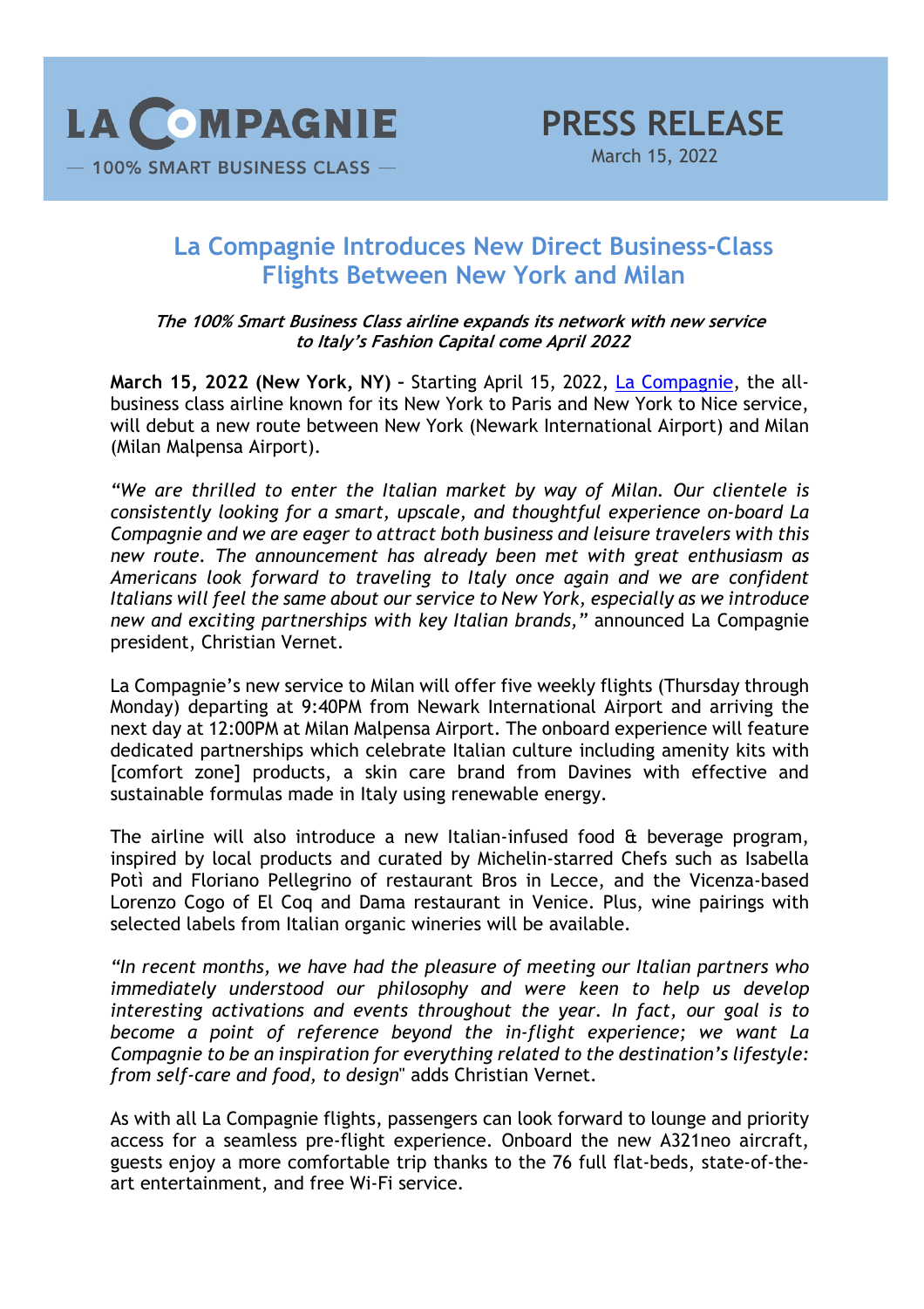LA COMPAGNIE

— 100% SMART BUSINESS CLASS —

**PRESS RELEASE**
March 15, 2022

# La Compagnie Introduces New Direct Business-Class Flights Between New York and Milan

***The 100% Smart Business Class airline expands its network with new service to Italy's Fashion Capital come April 2022***

**March 15, 2022 (New York, NY) –** Starting April 15, 2022, La Compagnie, the all-business class airline known for its New York to Paris and New York to Nice service, will debut a new route between New York (Newark International Airport) and Milan (Milan Malpensa Airport).

*"We are thrilled to enter the Italian market by way of Milan. Our clientele is consistently looking for a smart, upscale, and thoughtful experience on-board La Compagnie and we are eager to attract both business and leisure travelers with this new route. The announcement has already been met with great enthusiasm as Americans look forward to traveling to Italy once again and we are confident Italians will feel the same about our service to New York, especially as we introduce new and exciting partnerships with key Italian brands,"* announced La Compagnie president, Christian Vernet.

La Compagnie's new service to Milan will offer five weekly flights (Thursday through Monday) departing at 9:40PM from Newark International Airport and arriving the next day at 12:00PM at Milan Malpensa Airport. The onboard experience will feature dedicated partnerships which celebrate Italian culture including amenity kits with [comfort zone] products, a skin care brand from Davines with effective and sustainable formulas made in Italy using renewable energy.

The airline will also introduce a new Italian-infused food & beverage program, inspired by local products and curated by Michelin-starred Chefs such as Isabella Potì and Floriano Pellegrino of restaurant Bros in Lecce, and the Vicenza-based Lorenzo Cogo of El Coq and Dama restaurant in Venice. Plus, wine pairings with selected labels from Italian organic wineries will be available.

*"In recent months, we have had the pleasure of meeting our Italian partners who immediately understood our philosophy and were keen to help us develop interesting activations and events throughout the year. In fact, our goal is to become a point of reference beyond the in-flight experience; we want La Compagnie to be an inspiration for everything related to the destination's lifestyle: from self-care and food, to design*" adds Christian Vernet.

As with all La Compagnie flights, passengers can look forward to lounge and priority access for a seamless pre-flight experience. Onboard the new A321neo aircraft, guests enjoy a more comfortable trip thanks to the 76 full flat-beds, state-of-the-art entertainment, and free Wi-Fi service.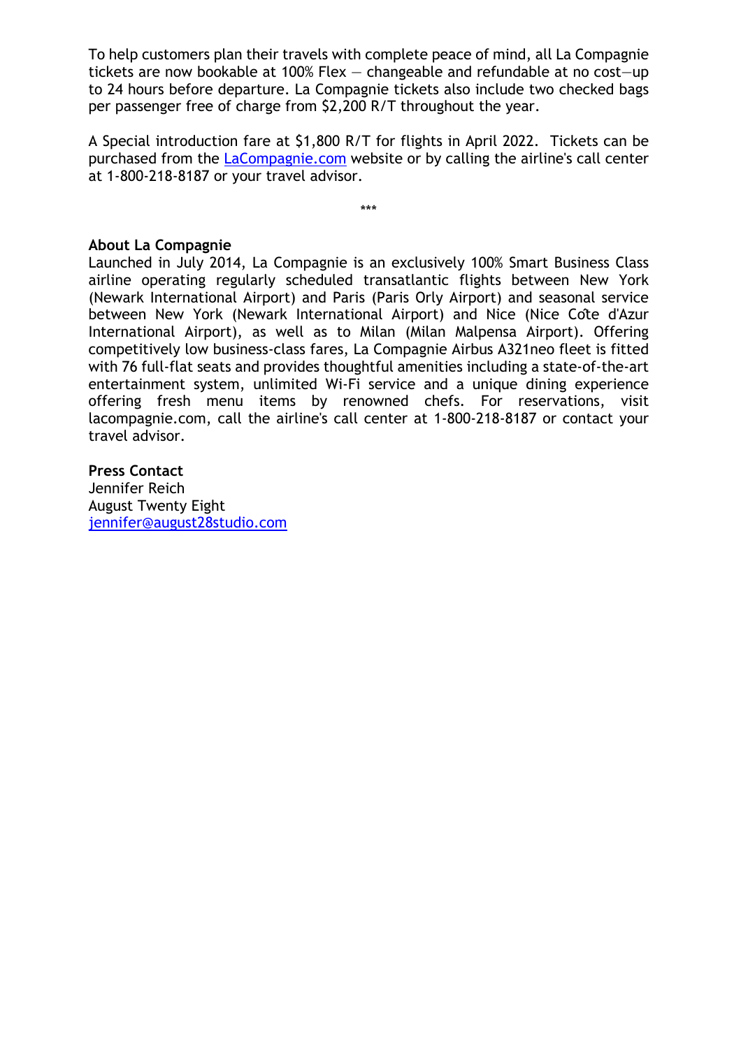To help customers plan their travels with complete peace of mind, all La Compagnie tickets are now bookable at 100% Flex — changeable and refundable at no cost—up to 24 hours before departure. La Compagnie tickets also include two checked bags per passenger free of charge from $2,200 R/T throughout the year.

A Special introduction fare at $1,800 R/T for flights in April 2022. Tickets can be purchased from the [LaCompagnie.com](http://LaCompagnie.com) website or by calling the airline's call center at 1-800-218-8187 or your travel advisor.

***

**About La Compagnie**
Launched in July 2014, La Compagnie is an exclusively 100% Smart Business Class airline operating regularly scheduled transatlantic flights between New York (Newark International Airport) and Paris (Paris Orly Airport) and seasonal service between New York (Newark International Airport) and Nice (Nice Cote d'Azur International Airport), as well as to Milan (Milan Malpensa Airport). Offering competitively low business-class fares, La Compagnie Airbus A321neo fleet is fitted with 76 full-flat seats and provides thoughtful amenities including a state-of-the-art entertainment system, unlimited Wi-Fi service and a unique dining experience offering fresh menu items by renowned chefs. For reservations, visit lacompagnie.com, call the airline's call center at 1-800-218-8187 or contact your travel advisor.

**Press Contact**
Jennifer Reich
August Twenty Eight
[jennifer@august28studio.com](mailto:jennifer@august28studio.com)